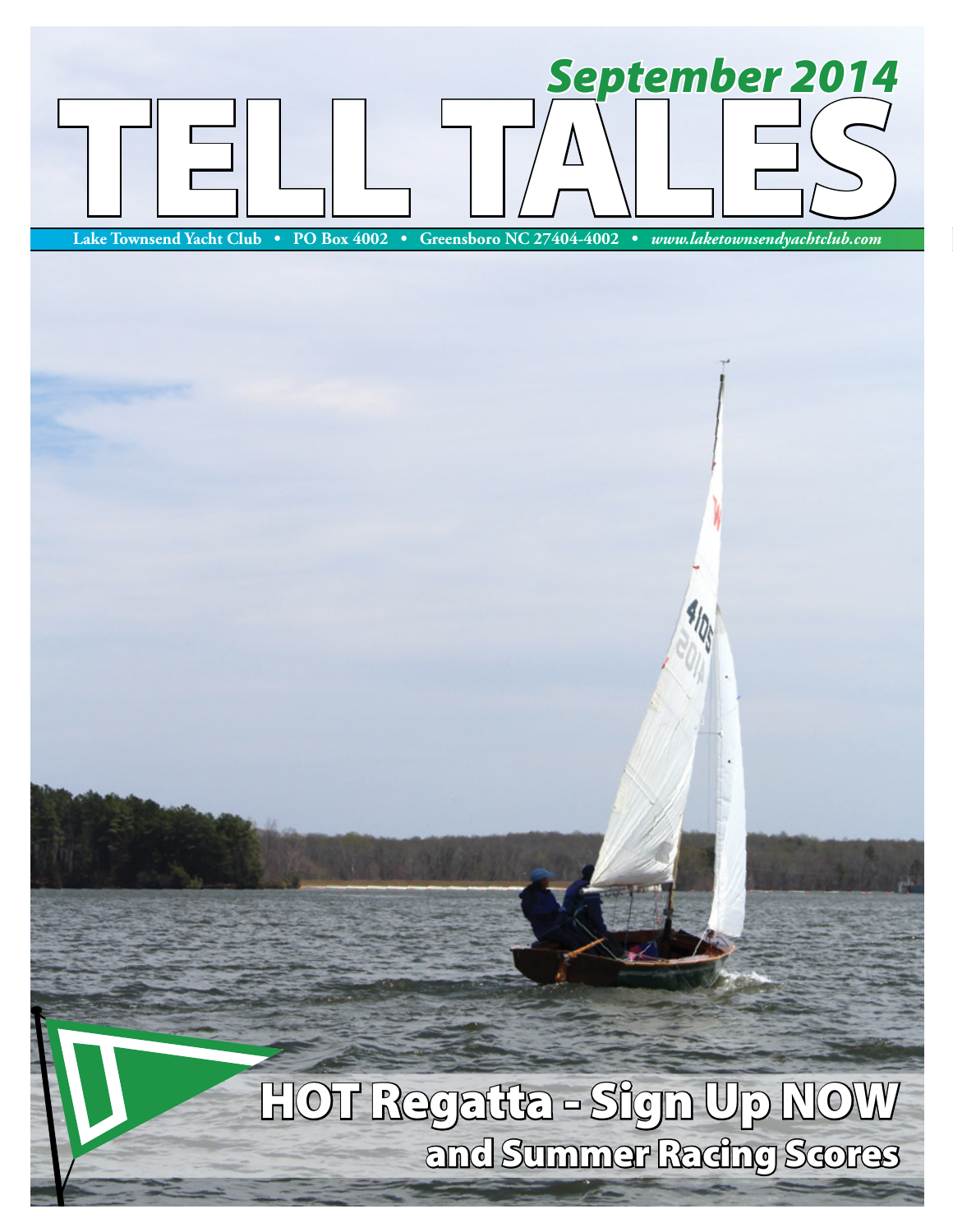# TELL TALES

## September 2014

Lake Townsend Yacht Club • PO Box 4002 • Greensboro NC 27404-4002 • *www.laketownsendyachtclub.com*

## HOT Regatta - Sign Up NOW

### and Summer Racing Scores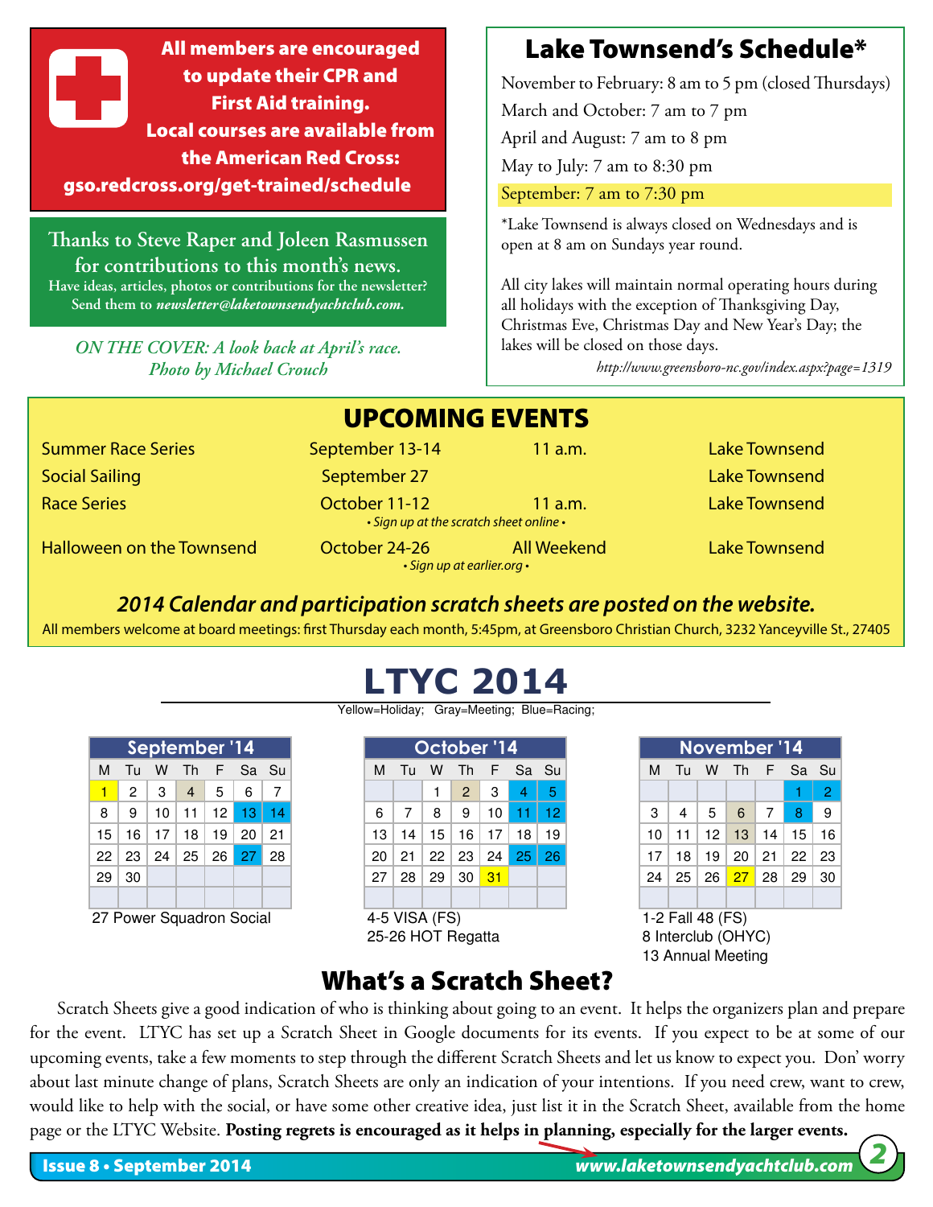**All members are encouraged to update their CPR and First Aid training. Local courses are available from the American Red Cross: gso.redcross.org/get-trained/schedule**

**Thanks to Steve Raper and Joleen Rasmussen for contributions to this month's news.**
Have ideas, articles, photos or contributions for the newsletter? Send them to *newsletter@laketownsendyachtclub.com.*

*ON THE COVER: A look back at April's race. Photo by Michael Crouch*

## Lake Townsend's Schedule*

November to February: 8 am to 5 pm (closed Thursdays)

March and October: 7 am to 7 pm

April and August: 7 am to 8 pm

May to July: 7 am to 8:30 pm

September: 7 am to 7:30 pm

*Lake Townsend is always closed on Wednesdays and is open at 8 am on Sundays year round.

All city lakes will maintain normal operating hours during all holidays with the exception of Thanksgiving Day, Christmas Eve, Christmas Day and New Year's Day; the lakes will be closed on those days.

*http://www.greensboro-nc.gov/index.aspx?page=1319*

## UPCOMING EVENTS

| Event | Date | Time | Location |
|---|---|---|---|
| Summer Race Series | September 13-14 | 11 a.m. | Lake Townsend |
| Social Sailing | September 27 | | Lake Townsend |
| Race Series | October 11-12 *• Sign up at the scratch sheet online •* | 11 a.m. | Lake Townsend |
| Halloween on the Townsend | October 24-26 *• Sign up at earlier.org •* | All Weekend | Lake Townsend |

***2014 Calendar and participation scratch sheets are posted on the website.***

All members welcome at board meetings: first Thursday each month, 5:45pm, at Greensboro Christian Church, 3232 Yanceyville St., 27405

## LTYC 2014

Yellow=Holiday; Gray=Meeting; Blue=Racing;

**September '14**

| M | Tu | W | Th | F | Sa | Su |
|---|---|---|---|---|---|---|
| 1 | 2 | 3 | 4 | 5 | 6 | 7 |
| 8 | 9 | 10 | 11 | 12 | 13 | 14 |
| 15 | 16 | 17 | 18 | 19 | 20 | 21 |
| 22 | 23 | 24 | 25 | 26 | 27 | 28 |
| 29 | 30 | | | | | |

27 Power Squadron Social

**October '14**

| M | Tu | W | Th | F | Sa | Su |
|---|---|---|---|---|---|---|
| | | 1 | 2 | 3 | 4 | 5 |
| 6 | 7 | 8 | 9 | 10 | 11 | 12 |
| 13 | 14 | 15 | 16 | 17 | 18 | 19 |
| 20 | 21 | 22 | 23 | 24 | 25 | 26 |
| 27 | 28 | 29 | 30 | 31 | | |

4-5 VISA (FS)
25-26 HOT Regatta

**November '14**

| M | Tu | W | Th | F | Sa | Su |
|---|---|---|---|---|---|---|
| | | | | | 1 | 2 |
| 3 | 4 | 5 | 6 | 7 | 8 | 9 |
| 10 | 11 | 12 | 13 | 14 | 15 | 16 |
| 17 | 18 | 19 | 20 | 21 | 22 | 23 |
| 24 | 25 | 26 | 27 | 28 | 29 | 30 |

1-2 Fall 48 (FS)
8 Interclub (OHYC)
13 Annual Meeting

## What's a Scratch Sheet?

Scratch Sheets give a good indication of who is thinking about going to an event. It helps the organizers plan and prepare for the event. LTYC has set up a Scratch Sheet in Google documents for its events. If you expect to be at some of our upcoming events, take a few moments to step through the different Scratch Sheets and let us know to expect you. Don' worry about last minute change of plans, Scratch Sheets are only an indication of your intentions. If you need crew, want to crew, would like to help with the social, or have some other creative idea, just list it in the Scratch Sheet, available from the home page or the LTYC Website. **Posting regrets is encouraged as it helps in planning, especially for the larger events.**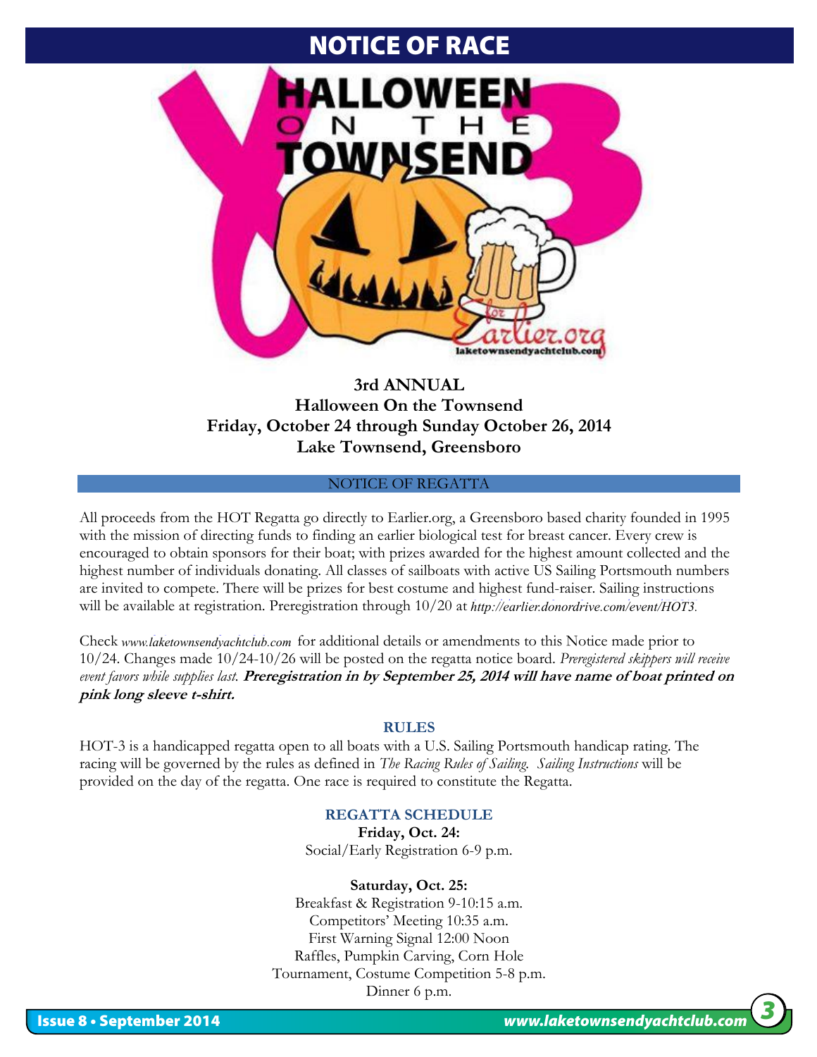# NOTICE OF RACE

**3rd ANNUAL**
**Halloween On the Townsend**
**Friday, October 24 through Sunday October 26, 2014**
**Lake Townsend, Greensboro**

## NOTICE OF REGATTA

All proceeds from the HOT Regatta go directly to Earlier.org, a Greensboro based charity founded in 1995 with the mission of directing funds to finding an earlier biological test for breast cancer. Every crew is encouraged to obtain sponsors for their boat; with prizes awarded for the highest amount collected and the highest number of individuals donating. All classes of sailboats with active US Sailing Portsmouth numbers are invited to compete. There will be prizes for best costume and highest fund-raiser. Sailing instructions will be available at registration. Preregistration through 10/20 at *http://earlier.donordrive.com/event/HOT3.*

Check *www.laketownsendyachtclub.com* for additional details or amendments to this Notice made prior to 10/24. Changes made 10/24-10/26 will be posted on the regatta notice board. *Preregistered skippers will receive event favors while supplies last.* ***Preregistration in by September 25, 2014 will have name of boat printed on pink long sleeve t-shirt.***

### RULES

HOT-3 is a handicapped regatta open to all boats with a U.S. Sailing Portsmouth handicap rating. The racing will be governed by the rules as defined in *The Racing Rules of Sailing. Sailing Instructions* will be provided on the day of the regatta. One race is required to constitute the Regatta.

### REGATTA SCHEDULE

**Friday, Oct. 24:**
Social/Early Registration 6-9 p.m.

**Saturday, Oct. 25:**
Breakfast & Registration 9-10:15 a.m.
Competitors' Meeting 10:35 a.m.
First Warning Signal 12:00 Noon
Raffles, Pumpkin Carving, Corn Hole Tournament, Costume Competition 5-8 p.m.
Dinner 6 p.m.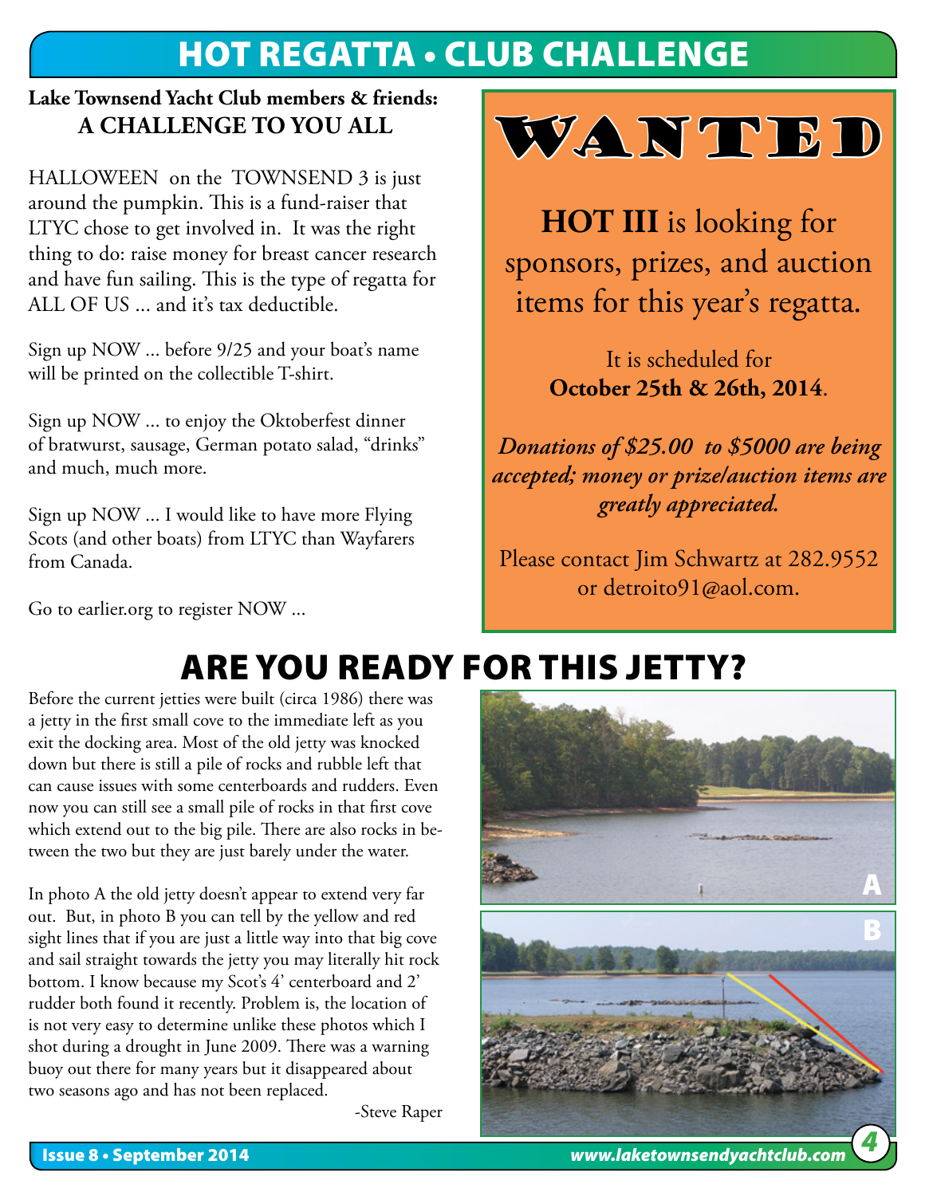# HOT REGATTA • CLUB CHALLENGE

**Lake Townsend Yacht Club members & friends:**
**A CHALLENGE TO YOU ALL**

HALLOWEEN on the TOWNSEND 3 is just around the pumpkin. This is a fund-raiser that LTYC chose to get involved in. It was the right thing to do: raise money for breast cancer research and have fun sailing. This is the type of regatta for ALL OF US ... and it's tax deductible.

Sign up NOW ... before 9/25 and your boat's name will be printed on the collectible T-shirt.

Sign up NOW ... to enjoy the Oktoberfest dinner of bratwurst, sausage, German potato salad, "drinks" and much, much more.

Sign up NOW ... I would like to have more Flying Scots (and other boats) from LTYC than Wayfarers from Canada.

Go to earlier.org to register NOW ...

## WANTED

**HOT III** is looking for sponsors, prizes, and auction items for this year's regatta.

It is scheduled for **October 25th & 26th, 2014**.

***Donations of $25.00 to $5000 are being accepted; money or prize/auction items are greatly appreciated.***

Please contact Jim Schwartz at 282.9552 or detroito91@aol.com.

# ARE YOU READY FOR THIS JETTY?

Before the current jetties were built (circa 1986) there was a jetty in the first small cove to the immediate left as you exit the docking area. Most of the old jetty was knocked down but there is still a pile of rocks and rubble left that can cause issues with some centerboards and rudders. Even now you can still see a small pile of rocks in that first cove which extend out to the big pile. There are also rocks in between the two but they are just barely under the water.

In photo A the old jetty doesn't appear to extend very far out. But, in photo B you can tell by the yellow and red sight lines that if you are just a little way into that big cove and sail straight towards the jetty you may literally hit rock bottom. I know because my Scot's 4' centerboard and 2' rudder both found it recently. Problem is, the location of is not very easy to determine unlike these photos which I shot during a drought in June 2009. There was a warning buoy out there for many years but it disappeared about two seasons ago and has not been replaced.

-Steve Raper

A

B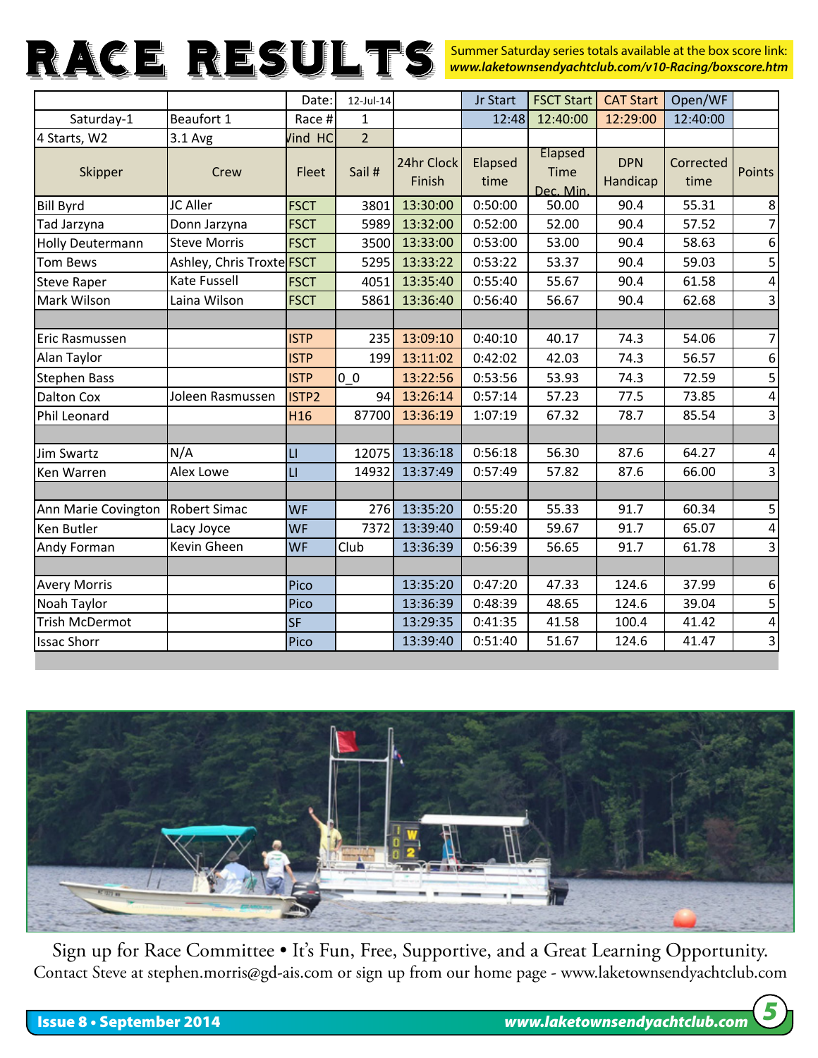# RACE RESULTS

Summer Saturday series totals available at the box score link: ***www.laketownsendyachtclub.com/v10-Racing/boxscore.htm***

| | | Date: | 12-Jul-14 | | Jr Start | FSCT Start | CAT Start | Open/WF | |
|---|---|---|---|---|---|---|---|---|---|
| Saturday-1 | Beaufort 1 | Race # | 1 | | 12:48 | 12:40:00 | 12:29:00 | 12:40:00 | |
| 4 Starts, W2 | 3.1 Avg | Vind HC | 2 | | | | | | |
| Skipper | Crew | Fleet | Sail # | 24hr Clock Finish | Elapsed time | Elapsed Time Dec. Min. | DPN Handicap | Corrected time | Points |
| Bill Byrd | JC Aller | FSCT | 3801 | 13:30:00 | 0:50:00 | 50.00 | 90.4 | 55.31 | 8 |
| Tad Jarzyna | Donn Jarzyna | FSCT | 5989 | 13:32:00 | 0:52:00 | 52.00 | 90.4 | 57.52 | 7 |
| Holly Deutermann | Steve Morris | FSCT | 3500 | 13:33:00 | 0:53:00 | 53.00 | 90.4 | 58.63 | 6 |
| Tom Bews | Ashley, Chris Troxte | FSCT | 5295 | 13:33:22 | 0:53:22 | 53.37 | 90.4 | 59.03 | 5 |
| Steve Raper | Kate Fussell | FSCT | 4051 | 13:35:40 | 0:55:40 | 55.67 | 90.4 | 61.58 | 4 |
| Mark Wilson | Laina Wilson | FSCT | 5861 | 13:36:40 | 0:56:40 | 56.67 | 90.4 | 62.68 | 3 |
| | | | | | | | | | |
| Eric Rasmussen | | ISTP | 235 | 13:09:10 | 0:40:10 | 40.17 | 74.3 | 54.06 | 7 |
| Alan Taylor | | ISTP | 199 | 13:11:02 | 0:42:02 | 42.03 | 74.3 | 56.57 | 6 |
| Stephen Bass | | ISTP | 0_0 | 13:22:56 | 0:53:56 | 53.93 | 74.3 | 72.59 | 5 |
| Dalton Cox | Joleen Rasmussen | ISTP2 | 94 | 13:26:14 | 0:57:14 | 57.23 | 77.5 | 73.85 | 4 |
| Phil Leonard | | H16 | 87700 | 13:36:19 | 1:07:19 | 67.32 | 78.7 | 85.54 | 3 |
| | | | | | | | | | |
| Jim Swartz | N/A | LI | 12075 | 13:36:18 | 0:56:18 | 56.30 | 87.6 | 64.27 | 4 |
| Ken Warren | Alex Lowe | LI | 14932 | 13:37:49 | 0:57:49 | 57.82 | 87.6 | 66.00 | 3 |
| | | | | | | | | | |
| Ann Marie Covington | Robert Simac | WF | 276 | 13:35:20 | 0:55:20 | 55.33 | 91.7 | 60.34 | 5 |
| Ken Butler | Lacy Joyce | WF | 7372 | 13:39:40 | 0:59:40 | 59.67 | 91.7 | 65.07 | 4 |
| Andy Forman | Kevin Gheen | WF | Club | 13:36:39 | 0:56:39 | 56.65 | 91.7 | 61.78 | 3 |
| | | | | | | | | | |
| Avery Morris | | Pico | | 13:35:20 | 0:47:20 | 47.33 | 124.6 | 37.99 | 6 |
| Noah Taylor | | Pico | | 13:36:39 | 0:48:39 | 48.65 | 124.6 | 39.04 | 5 |
| Trish McDermot | | SF | | 13:29:35 | 0:41:35 | 41.58 | 100.4 | 41.42 | 4 |
| Issac Shorr | | Pico | | 13:39:40 | 0:51:40 | 51.67 | 124.6 | 41.47 | 3 |

Sign up for Race Committee • It's Fun, Free, Supportive, and a Great Learning Opportunity.
Contact Steve at stephen.morris@gd-ais.com or sign up from our home page - www.laketownsendyachtclub.com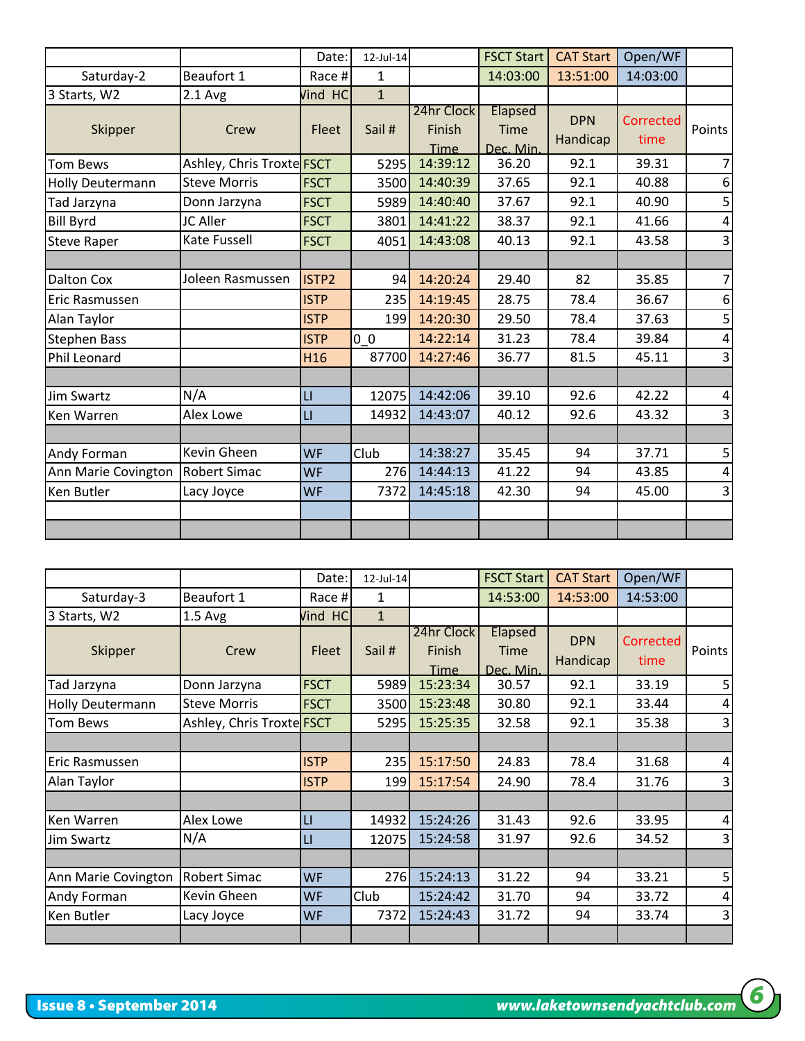| | | Date: | 12-Jul-14 | | FSCT Start | CAT Start | Open/WF | |
|---|---|---|---|---|---|---|---|---|
| Saturday-2 | Beaufort 1 | Race # | 1 | | 14:03:00 | 13:51:00 | 14:03:00 | |
| 3 Starts, W2 | 2.1 Avg | Wind HC | 1 | | | | | |
| Skipper | Crew | Fleet | Sail # | 24hr Clock Finish Time | Elapsed Time Dec. Min. | DPN Handicap | Corrected time | Points |
| Tom Bews | Ashley, Chris Troxte | FSCT | 5295 | 14:39:12 | 36.20 | 92.1 | 39.31 | 7 |
| Holly Deutermann | Steve Morris | FSCT | 3500 | 14:40:39 | 37.65 | 92.1 | 40.88 | 6 |
| Tad Jarzyna | Donn Jarzyna | FSCT | 5989 | 14:40:40 | 37.67 | 92.1 | 40.90 | 5 |
| Bill Byrd | JC Aller | FSCT | 3801 | 14:41:22 | 38.37 | 92.1 | 41.66 | 4 |
| Steve Raper | Kate Fussell | FSCT | 4051 | 14:43:08 | 40.13 | 92.1 | 43.58 | 3 |
| | | | | | | | | |
| Dalton Cox | Joleen Rasmussen | ISTP2 | 94 | 14:20:24 | 29.40 | 82 | 35.85 | 7 |
| Eric Rasmussen | | ISTP | 235 | 14:19:45 | 28.75 | 78.4 | 36.67 | 6 |
| Alan Taylor | | ISTP | 199 | 14:20:30 | 29.50 | 78.4 | 37.63 | 5 |
| Stephen Bass | | ISTP | 0_0 | 14:22:14 | 31.23 | 78.4 | 39.84 | 4 |
| Phil Leonard | | H16 | 87700 | 14:27:46 | 36.77 | 81.5 | 45.11 | 3 |
| | | | | | | | | |
| Jim Swartz | N/A | LI | 12075 | 14:42:06 | 39.10 | 92.6 | 42.22 | 4 |
| Ken Warren | Alex Lowe | LI | 14932 | 14:43:07 | 40.12 | 92.6 | 43.32 | 3 |
| | | | | | | | | |
| Andy Forman | Kevin Gheen | WF | Club | 14:38:27 | 35.45 | 94 | 37.71 | 5 |
| Ann Marie Covington | Robert Simac | WF | 276 | 14:44:13 | 41.22 | 94 | 43.85 | 4 |
| Ken Butler | Lacy Joyce | WF | 7372 | 14:45:18 | 42.30 | 94 | 45.00 | 3 |

| | | Date: | 12-Jul-14 | | FSCT Start | CAT Start | Open/WF | |
|---|---|---|---|---|---|---|---|---|
| Saturday-3 | Beaufort 1 | Race # | 1 | | 14:53:00 | 14:53:00 | 14:53:00 | |
| 3 Starts, W2 | 1.5 Avg | Wind HC | 1 | | | | | |
| Skipper | Crew | Fleet | Sail # | 24hr Clock Finish Time | Elapsed Time Dec. Min. | DPN Handicap | Corrected time | Points |
| Tad Jarzyna | Donn Jarzyna | FSCT | 5989 | 15:23:34 | 30.57 | 92.1 | 33.19 | 5 |
| Holly Deutermann | Steve Morris | FSCT | 3500 | 15:23:48 | 30.80 | 92.1 | 33.44 | 4 |
| Tom Bews | Ashley, Chris Troxte | FSCT | 5295 | 15:25:35 | 32.58 | 92.1 | 35.38 | 3 |
| | | | | | | | | |
| Eric Rasmussen | | ISTP | 235 | 15:17:50 | 24.83 | 78.4 | 31.68 | 4 |
| Alan Taylor | | ISTP | 199 | 15:17:54 | 24.90 | 78.4 | 31.76 | 3 |
| | | | | | | | | |
| Ken Warren | Alex Lowe | LI | 14932 | 15:24:26 | 31.43 | 92.6 | 33.95 | 4 |
| Jim Swartz | N/A | LI | 12075 | 15:24:58 | 31.97 | 92.6 | 34.52 | 3 |
| | | | | | | | | |
| Ann Marie Covington | Robert Simac | WF | 276 | 15:24:13 | 31.22 | 94 | 33.21 | 5 |
| Andy Forman | Kevin Gheen | WF | Club | 15:24:42 | 31.70 | 94 | 33.72 | 4 |
| Ken Butler | Lacy Joyce | WF | 7372 | 15:24:43 | 31.72 | 94 | 33.74 | 3 |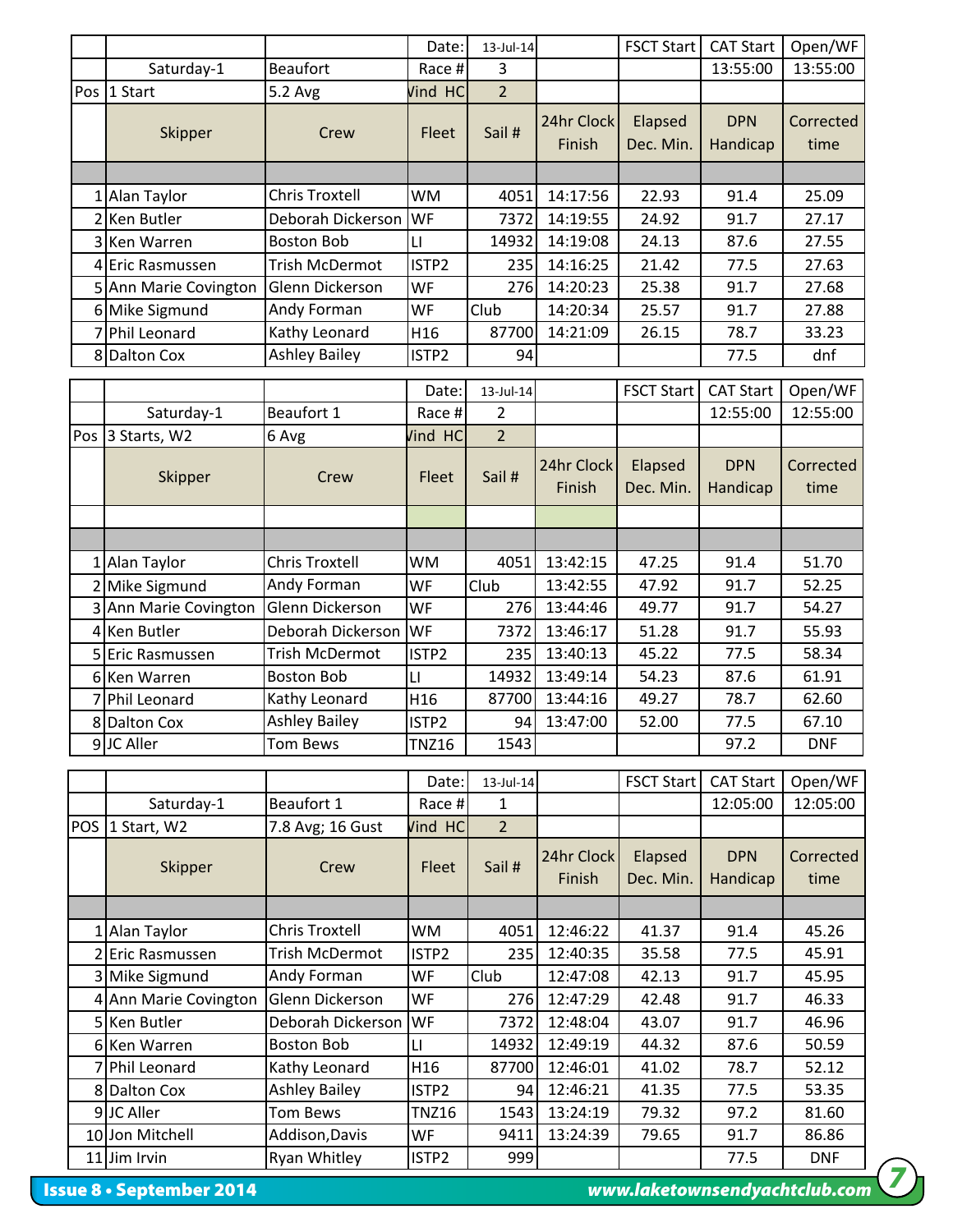| | | | Date: | 13-Jul-14 | | FSCT Start | CAT Start | Open/WF |
|---|---|---|---|---|---|---|---|---|
| | Saturday-1 | Beaufort | Race # | 3 | | | 13:55:00 | 13:55:00 |
| Pos | 1 Start | 5.2 Avg | Wind HC | 2 | | | | |
| | Skipper | Crew | Fleet | Sail # | 24hr Clock Finish | Elapsed Dec. Min. | DPN Handicap | Corrected time |
| 1 | Alan Taylor | Chris Troxtell | WM | 4051 | 14:17:56 | 22.93 | 91.4 | 25.09 |
| 2 | Ken Butler | Deborah Dickerson | WF | 7372 | 14:19:55 | 24.92 | 91.7 | 27.17 |
| 3 | Ken Warren | Boston Bob | LI | 14932 | 14:19:08 | 24.13 | 87.6 | 27.55 |
| 4 | Eric Rasmussen | Trish McDermot | ISTP2 | 235 | 14:16:25 | 21.42 | 77.5 | 27.63 |
| 5 | Ann Marie Covington | Glenn Dickerson | WF | 276 | 14:20:23 | 25.38 | 91.7 | 27.68 |
| 6 | Mike Sigmund | Andy Forman | WF | Club | 14:20:34 | 25.57 | 91.7 | 27.88 |
| 7 | Phil Leonard | Kathy Leonard | H16 | 87700 | 14:21:09 | 26.15 | 78.7 | 33.23 |
| 8 | Dalton Cox | Ashley Bailey | ISTP2 | 94 | | | 77.5 | dnf |

| | | | Date: | 13-Jul-14 | | FSCT Start | CAT Start | Open/WF |
|---|---|---|---|---|---|---|---|---|
| | Saturday-1 | Beaufort 1 | Race # | 2 | | | 12:55:00 | 12:55:00 |
| Pos | 3 Starts, W2 | 6 Avg | Wind HC | 2 | | | | |
| | Skipper | Crew | Fleet | Sail # | 24hr Clock Finish | Elapsed Dec. Min. | DPN Handicap | Corrected time |
| 1 | Alan Taylor | Chris Troxtell | WM | 4051 | 13:42:15 | 47.25 | 91.4 | 51.70 |
| 2 | Mike Sigmund | Andy Forman | WF | Club | 13:42:55 | 47.92 | 91.7 | 52.25 |
| 3 | Ann Marie Covington | Glenn Dickerson | WF | 276 | 13:44:46 | 49.77 | 91.7 | 54.27 |
| 4 | Ken Butler | Deborah Dickerson | WF | 7372 | 13:46:17 | 51.28 | 91.7 | 55.93 |
| 5 | Eric Rasmussen | Trish McDermot | ISTP2 | 235 | 13:40:13 | 45.22 | 77.5 | 58.34 |
| 6 | Ken Warren | Boston Bob | LI | 14932 | 13:49:14 | 54.23 | 87.6 | 61.91 |
| 7 | Phil Leonard | Kathy Leonard | H16 | 87700 | 13:44:16 | 49.27 | 78.7 | 62.60 |
| 8 | Dalton Cox | Ashley Bailey | ISTP2 | 94 | 13:47:00 | 52.00 | 77.5 | 67.10 |
| 9 | JC Aller | Tom Bews | TNZ16 | 1543 | | | 97.2 | DNF |

| | | | Date: | 13-Jul-14 | | FSCT Start | CAT Start | Open/WF |
|---|---|---|---|---|---|---|---|---|
| | Saturday-1 | Beaufort 1 | Race # | 1 | | | 12:05:00 | 12:05:00 |
| POS | 1 Start, W2 | 7.8 Avg; 16 Gust | Wind HC | 2 | | | | |
| | Skipper | Crew | Fleet | Sail # | 24hr Clock Finish | Elapsed Dec. Min. | DPN Handicap | Corrected time |
| 1 | Alan Taylor | Chris Troxtell | WM | 4051 | 12:46:22 | 41.37 | 91.4 | 45.26 |
| 2 | Eric Rasmussen | Trish McDermot | ISTP2 | 235 | 12:40:35 | 35.58 | 77.5 | 45.91 |
| 3 | Mike Sigmund | Andy Forman | WF | Club | 12:47:08 | 42.13 | 91.7 | 45.95 |
| 4 | Ann Marie Covington | Glenn Dickerson | WF | 276 | 12:47:29 | 42.48 | 91.7 | 46.33 |
| 5 | Ken Butler | Deborah Dickerson | WF | 7372 | 12:48:04 | 43.07 | 91.7 | 46.96 |
| 6 | Ken Warren | Boston Bob | LI | 14932 | 12:49:19 | 44.32 | 87.6 | 50.59 |
| 7 | Phil Leonard | Kathy Leonard | H16 | 87700 | 12:46:01 | 41.02 | 78.7 | 52.12 |
| 8 | Dalton Cox | Ashley Bailey | ISTP2 | 94 | 12:46:21 | 41.35 | 77.5 | 53.35 |
| 9 | JC Aller | Tom Bews | TNZ16 | 1543 | 13:24:19 | 79.32 | 97.2 | 81.60 |
| 10 | Jon Mitchell | Addison,Davis | WF | 9411 | 13:24:39 | 79.65 | 91.7 | 86.86 |
| 11 | Jim Irvin | Ryan Whitley | ISTP2 | 999 | | | 77.5 | DNF |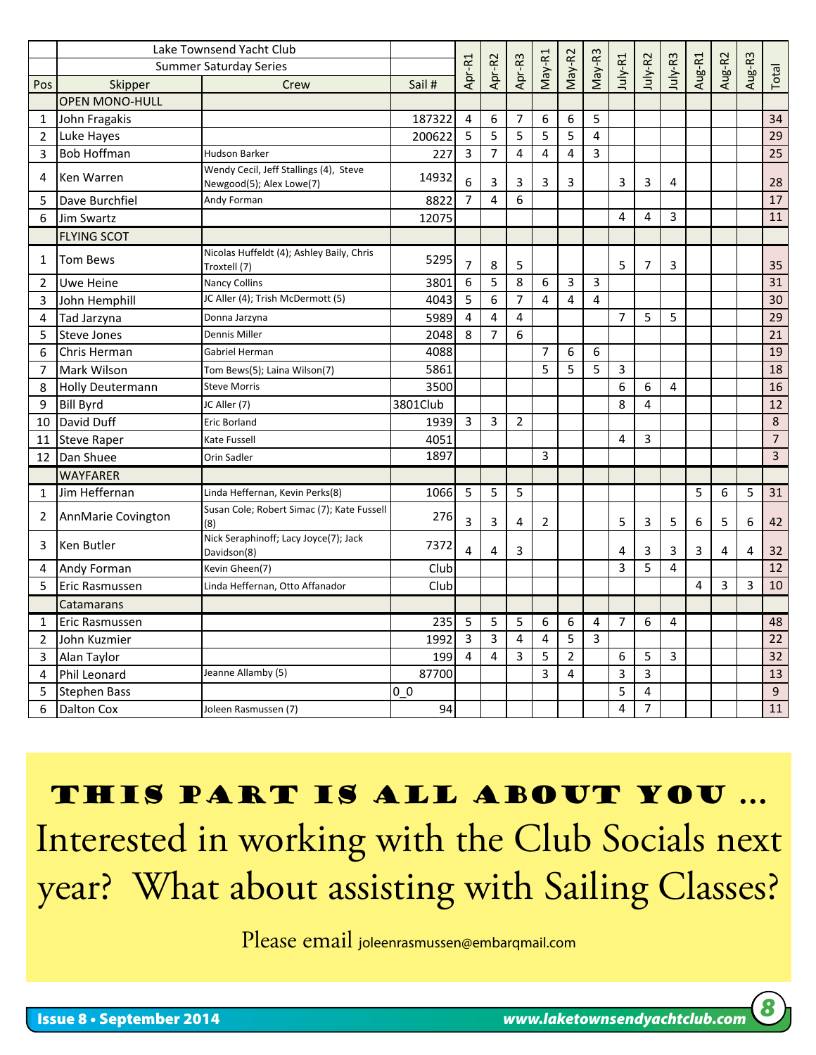| | Lake Townsend Yacht Club | | | | | | | | | | | | | | | |
|---|---|---|---|---|---|---|---|---|---|---|---|---|---|---|---|---|
| | Summer Saturday Series | | | | | | | | | | | | | | | |
| **Pos** | **Skipper** | **Crew** | **Sail #** | **Apr-R1** | **Apr-R2** | **Apr-R3** | **May-R1** | **May-R2** | **May-R3** | **July-R1** | **July-R2** | **July-R3** | **Aug-R1** | **Aug-R2** | **Aug-R3** | **Total** |
| | OPEN MONO-HULL | | | | | | | | | | | | | | | |
| 1 | John Fragakis | | 187322 | 4 | 6 | 7 | 6 | 6 | 5 | | | | | | | 34 |
| 2 | Luke Hayes | | 200622 | 5 | 5 | 5 | 5 | 5 | 4 | | | | | | | 29 |
| 3 | Bob Hoffman | Hudson Barker | 227 | 3 | 7 | 4 | 4 | 4 | 3 | | | | | | | 25 |
| 4 | Ken Warren | Wendy Cecil, Jeff Stallings (4), Steve Newgood(5); Alex Lowe(7) | 14932 | 6 | 3 | 3 | 3 | 3 | | 3 | 3 | 4 | | | | 28 |
| 5 | Dave Burchfiel | Andy Forman | 8822 | 7 | 4 | 6 | | | | | | | | | | 17 |
| 6 | Jim Swartz | | 12075 | | | | | | | 4 | 4 | 3 | | | | 11 |
| | FLYING SCOT | | | | | | | | | | | | | | | |
| 1 | Tom Bews | Nicolas Huffeldt (4); Ashley Baily, Chris Troxtell (7) | 5295 | 7 | 8 | 5 | | | | 5 | 7 | 3 | | | | 35 |
| 2 | Uwe Heine | Nancy Collins | 3801 | 6 | 5 | 8 | 6 | 3 | 3 | | | | | | | 31 |
| 3 | John Hemphill | JC Aller (4); Trish McDermott (5) | 4043 | 5 | 6 | 7 | 4 | 4 | 4 | | | | | | | 30 |
| 4 | Tad Jarzyna | Donna Jarzyna | 5989 | 4 | 4 | 4 | | | | 7 | 5 | 5 | | | | 29 |
| 5 | Steve Jones | Dennis Miller | 2048 | 8 | 7 | 6 | | | | | | | | | | 21 |
| 6 | Chris Herman | Gabriel Herman | 4088 | | | | 7 | 6 | 6 | | | | | | | 19 |
| 7 | Mark Wilson | Tom Bews(5); Laina Wilson(7) | 5861 | | | | 5 | 5 | 5 | 3 | | | | | | 18 |
| 8 | Holly Deutermann | Steve Morris | 3500 | | | | | | | 6 | 6 | 4 | | | | 16 |
| 9 | Bill Byrd | JC Aller (7) | 3801Club | | | | | | | 8 | 4 | | | | | 12 |
| 10 | David Duff | Eric Borland | 1939 | 3 | 3 | 2 | | | | | | | | | | 8 |
| 11 | Steve Raper | Kate Fussell | 4051 | | | | | | | 4 | 3 | | | | | 7 |
| 12 | Dan Shuee | Orin Sadler | 1897 | | | | 3 | | | | | | | | | 3 |
| | WAYFARER | | | | | | | | | | | | | | | |
| 1 | Jim Heffernan | Linda Heffernan, Kevin Perks(8) | 1066 | 5 | 5 | 5 | | | | | | | 5 | 6 | 5 | 31 |
| 2 | AnnMarie Covington | Susan Cole; Robert Simac (7); Kate Fussell (8) | 276 | 3 | 3 | 4 | 2 | | | 5 | 3 | 5 | 6 | 5 | 6 | 42 |
| 3 | Ken Butler | Nick Seraphinoff; Lacy Joyce(7); Jack Davidson(8) | 7372 | 4 | 4 | 3 | | | | 4 | 3 | 3 | 3 | 4 | 4 | 32 |
| 4 | Andy Forman | Kevin Gheen(7) | Club | | | | | | | 3 | 5 | 4 | | | | 12 |
| 5 | Eric Rasmussen | Linda Heffernan, Otto Affanador | Club | | | | | | | | | | 4 | 3 | 3 | 10 |
| | Catamarans | | | | | | | | | | | | | | | |
| 1 | Eric Rasmussen | | 235 | 5 | 5 | 5 | 6 | 6 | 4 | 7 | 6 | 4 | | | | 48 |
| 2 | John Kuzmier | | 1992 | 3 | 3 | 4 | 4 | 5 | 3 | | | | | | | 22 |
| 3 | Alan Taylor | | 199 | 4 | 4 | 3 | 5 | 2 | | 6 | 5 | 3 | | | | 32 |
| 4 | Phil Leonard | Jeanne Allamby (5) | 87700 | | | | 3 | 4 | | 3 | 3 | | | | | 13 |
| 5 | Stephen Bass | | 0_0 | | | | | | | 5 | 4 | | | | | 9 |
| 6 | Dalton Cox | Joleen Rasmussen (7) | 94 | | | | | | | 4 | 7 | | | | | 11 |

## THIS PART IS ALL ABOUT YOU …

Interested in working with the Club Socials next year? What about assisting with Sailing Classes?

Please email joleenrasmussen@embarqmail.com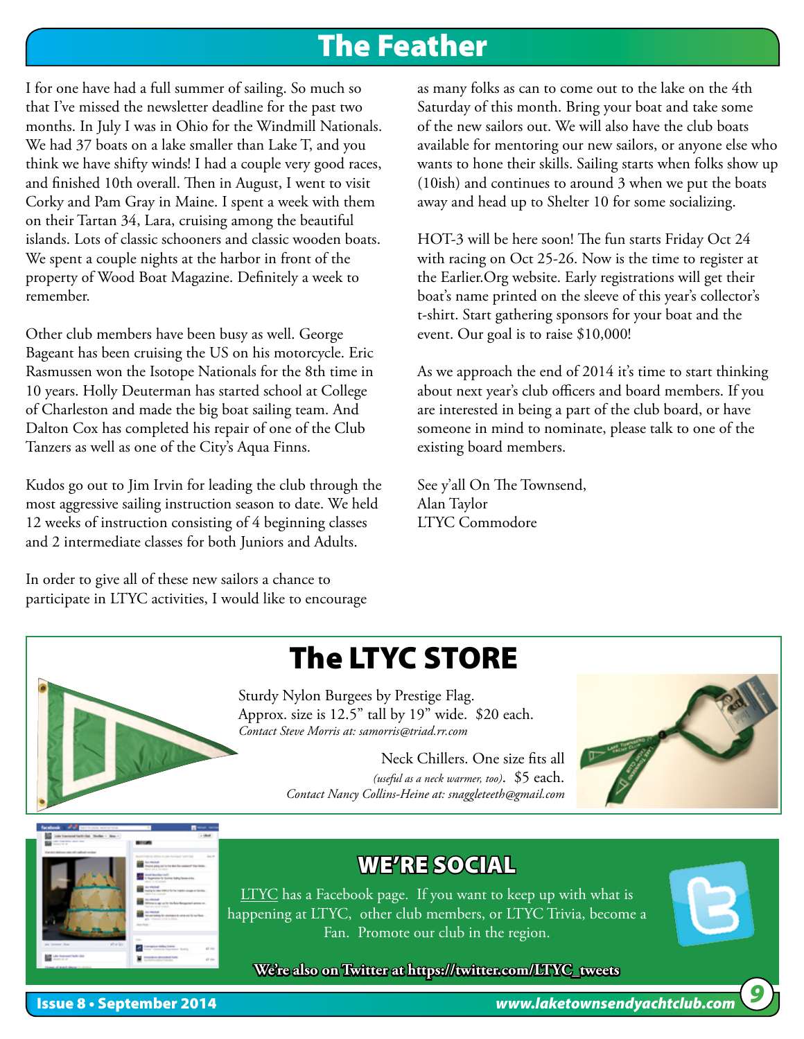## The Feather

I for one have had a full summer of sailing. So much so that I've missed the newsletter deadline for the past two months. In July I was in Ohio for the Windmill Nationals. We had 37 boats on a lake smaller than Lake T, and you think we have shifty winds! I had a couple very good races, and finished 10th overall. Then in August, I went to visit Corky and Pam Gray in Maine. I spent a week with them on their Tartan 34, Lara, cruising among the beautiful islands. Lots of classic schooners and classic wooden boats. We spent a couple nights at the harbor in front of the property of Wood Boat Magazine. Definitely a week to remember.

Other club members have been busy as well. George Bageant has been cruising the US on his motorcycle. Eric Rasmussen won the Isotope Nationals for the 8th time in 10 years. Holly Deuterman has started school at College of Charleston and made the big boat sailing team. And Dalton Cox has completed his repair of one of the Club Tanzers as well as one of the City's Aqua Finns.

Kudos go out to Jim Irvin for leading the club through the most aggressive sailing instruction season to date. We held 12 weeks of instruction consisting of 4 beginning classes and 2 intermediate classes for both Juniors and Adults.

In order to give all of these new sailors a chance to participate in LTYC activities, I would like to encourage as many folks as can to come out to the lake on the 4th Saturday of this month. Bring your boat and take some of the new sailors out. We will also have the club boats available for mentoring our new sailors, or anyone else who wants to hone their skills. Sailing starts when folks show up (10ish) and continues to around 3 when we put the boats away and head up to Shelter 10 for some socializing.

HOT-3 will be here soon! The fun starts Friday Oct 24 with racing on Oct 25-26. Now is the time to register at the Earlier.Org website. Early registrations will get their boat's name printed on the sleeve of this year's collector's t-shirt. Start gathering sponsors for your boat and the event. Our goal is to raise $10,000!

As we approach the end of 2014 it's time to start thinking about next year's club officers and board members. If you are interested in being a part of the club board, or have someone in mind to nominate, please talk to one of the existing board members.

See y'all On The Townsend,
Alan Taylor
LTYC Commodore

## The LTYC STORE

Sturdy Nylon Burgees by Prestige Flag.
Approx. size is 12.5" tall by 19" wide. $20 each.
*Contact Steve Morris at: samorris@triad.rr.com*

Neck Chillers. One size fits all *(useful as a neck warmer, too)*. $5 each.
*Contact Nancy Collins-Heine at: snaggleteeth@gmail.com*

## WE'RE SOCIAL

LTYC has a Facebook page. If you want to keep up with what is happening at LTYC, other club members, or LTYC Trivia, become a Fan. Promote our club in the region.

**We're also on Twitter at https://twitter.com/LTYC_tweets**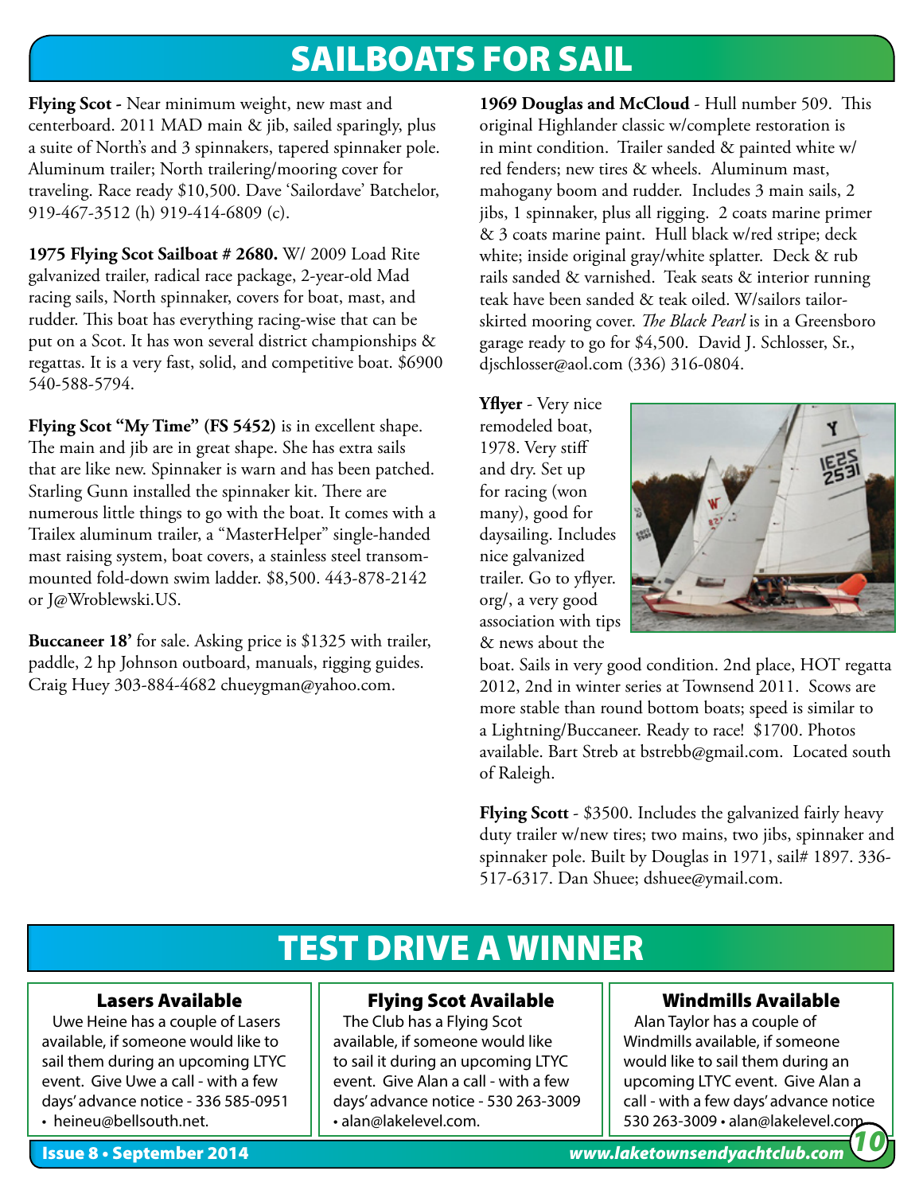# SAILBOATS FOR SAIL

**Flying Scot -** Near minimum weight, new mast and centerboard. 2011 MAD main & jib, sailed sparingly, plus a suite of North's and 3 spinnakers, tapered spinnaker pole. Aluminum trailer; North trailering/mooring cover for traveling. Race ready $10,500. Dave 'Sailordave' Batchelor, 919-467-3512 (h) 919-414-6809 (c).

**1975 Flying Scot Sailboat # 2680.** W/ 2009 Load Rite galvanized trailer, radical race package, 2-year-old Mad racing sails, North spinnaker, covers for boat, mast, and rudder. This boat has everything racing-wise that can be put on a Scot. It has won several district championships & regattas. It is a very fast, solid, and competitive boat. $6900 540-588-5794.

**Flying Scot "My Time" (FS 5452)** is in excellent shape. The main and jib are in great shape. She has extra sails that are like new. Spinnaker is warn and has been patched. Starling Gunn installed the spinnaker kit. There are numerous little things to go with the boat. It comes with a Trailex aluminum trailer, a "MasterHelper" single-handed mast raising system, boat covers, a stainless steel transom-mounted fold-down swim ladder. $8,500. 443-878-2142 or J@Wroblewski.US.

**Buccaneer 18'** for sale. Asking price is $1325 with trailer, paddle, 2 hp Johnson outboard, manuals, rigging guides. Craig Huey 303-884-4682 chueygman@yahoo.com.

**1969 Douglas and McCloud** - Hull number 509. This original Highlander classic w/complete restoration is in mint condition. Trailer sanded & painted white w/ red fenders; new tires & wheels. Aluminum mast, mahogany boom and rudder. Includes 3 main sails, 2 jibs, 1 spinnaker, plus all rigging. 2 coats marine primer & 3 coats marine paint. Hull black w/red stripe; deck white; inside original gray/white splatter. Deck & rub rails sanded & varnished. Teak seats & interior running teak have been sanded & teak oiled. W/sailors tailor-skirted mooring cover. *The Black Pearl* is in a Greensboro garage ready to go for $4,500. David J. Schlosser, Sr., djschlosser@aol.com (336) 316-0804.

**Yflyer** - Very nice remodeled boat, 1978. Very stiff and dry. Set up for racing (won many), good for daysailing. Includes nice galvanized trailer. Go to yflyer.org/, a very good association with tips & news about the boat. Sails in very good condition. 2nd place, HOT regatta 2012, 2nd in winter series at Townsend 2011. Scows are more stable than round bottom boats; speed is similar to a Lightning/Buccaneer. Ready to race! $1700. Photos available. Bart Streb at bstrebb@gmail.com. Located south of Raleigh.

**Flying Scott** - $3500. Includes the galvanized fairly heavy duty trailer w/new tires; two mains, two jibs, spinnaker and spinnaker pole. Built by Douglas in 1971, sail# 1897. 336-517-6317. Dan Shuee; dshuee@ymail.com.

# TEST DRIVE A WINNER

### Lasers Available

Uwe Heine has a couple of Lasers available, if someone would like to sail them during an upcoming LTYC event. Give Uwe a call - with a few days' advance notice - 336 585-0951 • heineu@bellsouth.net.

### Flying Scot Available

The Club has a Flying Scot available, if someone would like to sail it during an upcoming LTYC event. Give Alan a call - with a few days' advance notice - 530 263-3009 • alan@lakelevel.com.

### Windmills Available

Alan Taylor has a couple of Windmills available, if someone would like to sail them during an upcoming LTYC event. Give Alan a call - with a few days' advance notice 530 263-3009 • alan@lakelevel.com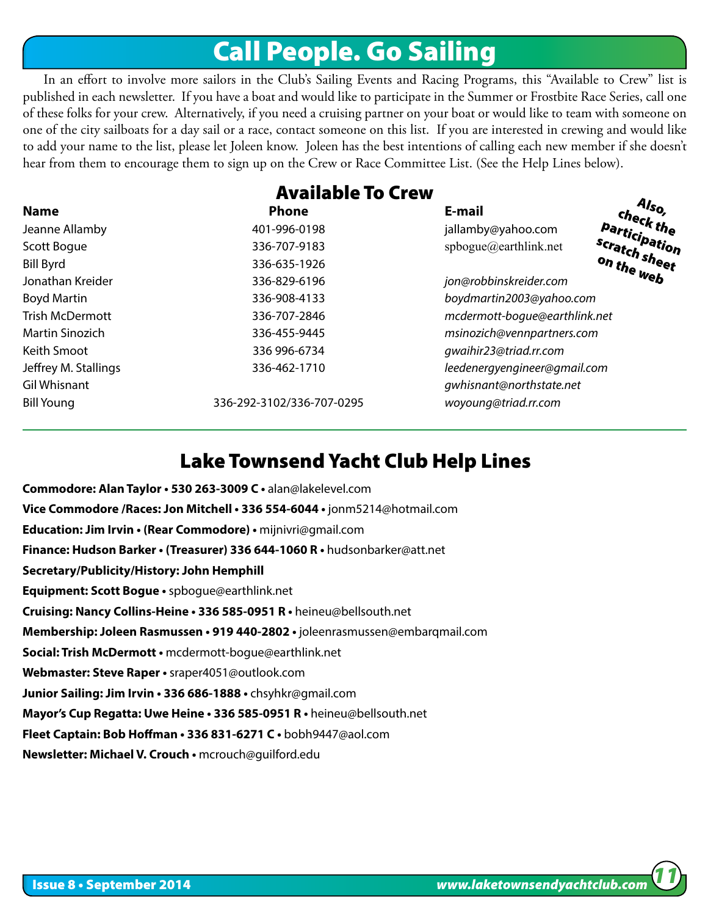# Call People. Go Sailing

In an effort to involve more sailors in the Club's Sailing Events and Racing Programs, this "Available to Crew" list is published in each newsletter. If you have a boat and would like to participate in the Summer or Frostbite Race Series, call one of these folks for your crew. Alternatively, if you need a cruising partner on your boat or would like to team with someone on one of the city sailboats for a day sail or a race, contact someone on this list. If you are interested in crewing and would like to add your name to the list, please let Joleen know. Joleen has the best intentions of calling each new member if she doesn't hear from them to encourage them to sign up on the Crew or Race Committee List. (See the Help Lines below).

## Available To Crew

**Also, check the participation scratch sheet on the web**

| Name | Phone | E-mail |
|---|---|---|
| Jeanne Allamby | 401-996-0198 | jallamby@yahoo.com |
| Scott Bogue | 336-707-9183 | spbogue@earthlink.net |
| Bill Byrd | 336-635-1926 | |
| Jonathan Kreider | 336-829-6196 | *jon@robbinskreider.com* |
| Boyd Martin | 336-908-4133 | *boydmartin2003@yahoo.com* |
| Trish McDermott | 336-707-2846 | *mcdermott-bogue@earthlink.net* |
| Martin Sinozich | 336-455-9445 | *msinozich@vennpartners.com* |
| Keith Smoot | 336 996-6734 | *gwaihir23@triad.rr.com* |
| Jeffrey M. Stallings | 336-462-1710 | *leedenergyengineer@gmail.com* |
| Gil Whisnant | | *gwhisnant@northstate.net* |
| Bill Young | 336-292-3102/336-707-0295 | *woyoung@triad.rr.com* |

## Lake Townsend Yacht Club Help Lines

**Commodore: Alan Taylor • 530 263-3009 C •** alan@lakelevel.com

**Vice Commodore /Races: Jon Mitchell • 336 554-6044 •** jonm5214@hotmail.com

**Education: Jim Irvin • (Rear Commodore) •** mijnivri@gmail.com

**Finance: Hudson Barker • (Treasurer) 336 644-1060 R •** hudsonbarker@att.net

**Secretary/Publicity/History: John Hemphill**

**Equipment: Scott Bogue •** spbogue@earthlink.net

**Cruising: Nancy Collins-Heine • 336 585-0951 R •** heineu@bellsouth.net

**Membership: Joleen Rasmussen • 919 440-2802 •** joleenrasmussen@embarqmail.com

**Social: Trish McDermott •** mcdermott-bogue@earthlink.net

**Webmaster: Steve Raper •** sraper4051@outlook.com

**Junior Sailing: Jim Irvin • 336 686-1888 •** chsyhkr@gmail.com

**Mayor's Cup Regatta: Uwe Heine • 336 585-0951 R •** heineu@bellsouth.net

**Fleet Captain: Bob Hoffman • 336 831-6271 C •** bobh9447@aol.com

**Newsletter: Michael V. Crouch •** mcrouch@guilford.edu